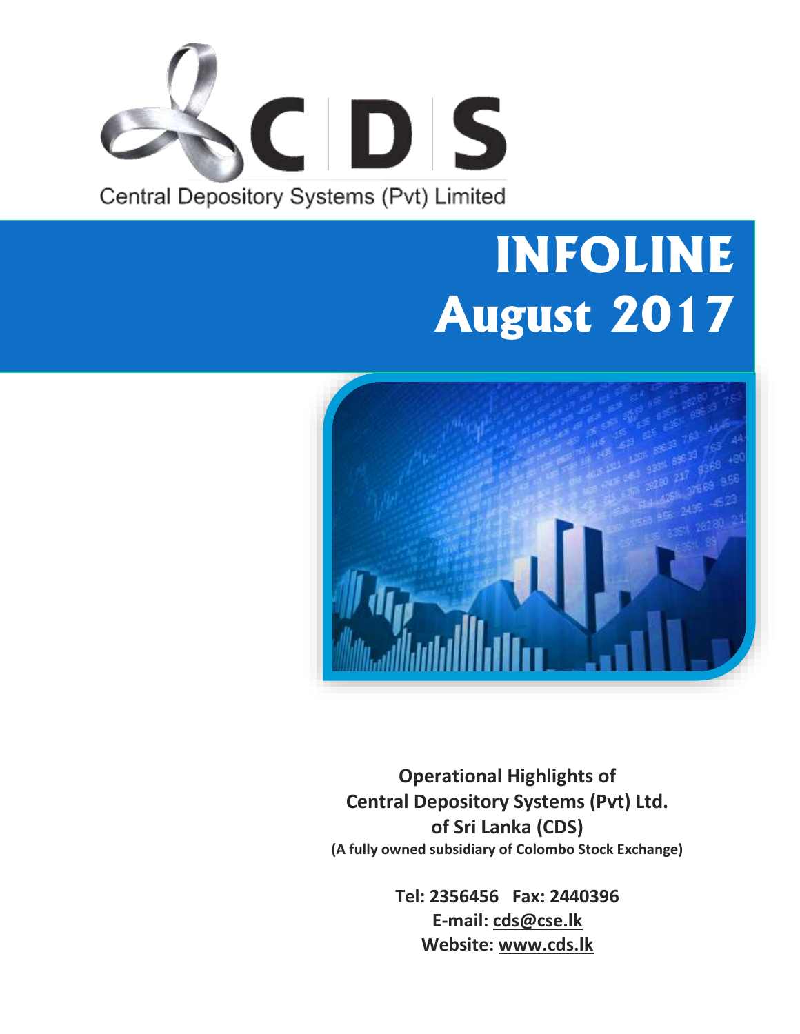CDS

Central Depository Systems (Pvt) Limited

# INFOLINE
# August 2017

**Operational Highlights of**
**Central Depository Systems (Pvt) Ltd.**
**of Sri Lanka (CDS)**
**(A fully owned subsidiary of Colombo Stock Exchange)**

**Tel: 2356456 Fax: 2440396**
**E-mail: cds@cse.lk**
**Website: www.cds.lk**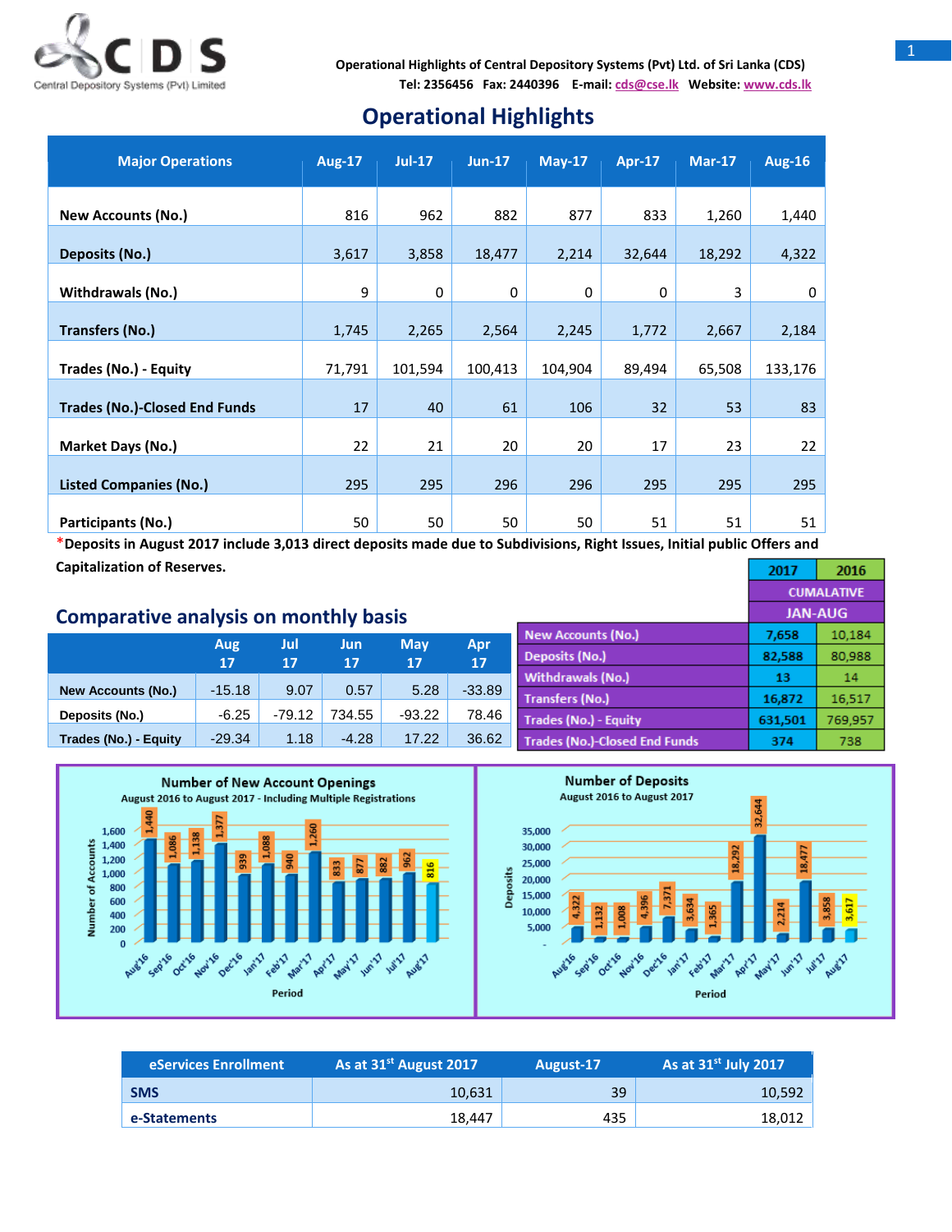Operational Highlights of Central Depository Systems (Pvt) Ltd. of Sri Lanka (CDS)
Tel: 2356456 Fax: 2440396 E-mail: cds@cse.lk Website: www.cds.lk

# Operational Highlights

| Major Operations | Aug-17 | Jul-17 | Jun-17 | May-17 | Apr-17 | Mar-17 | Aug-16 |
|---|---|---|---|---|---|---|---|
| New Accounts (No.) | 816 | 962 | 882 | 877 | 833 | 1,260 | 1,440 |
| Deposits (No.) | 3,617 | 3,858 | 18,477 | 2,214 | 32,644 | 18,292 | 4,322 |
| Withdrawals (No.) | 9 | 0 | 0 | 0 | 0 | 3 | 0 |
| Transfers (No.) | 1,745 | 2,265 | 2,564 | 2,245 | 1,772 | 2,667 | 2,184 |
| Trades (No.) - Equity | 71,791 | 101,594 | 100,413 | 104,904 | 89,494 | 65,508 | 133,176 |
| Trades (No.)-Closed End Funds | 17 | 40 | 61 | 106 | 32 | 53 | 83 |
| Market Days (No.) | 22 | 21 | 20 | 20 | 17 | 23 | 22 |
| Listed Companies (No.) | 295 | 295 | 296 | 296 | 295 | 295 | 295 |
| Participants (No.) | 50 | 50 | 50 | 50 | 51 | 51 | 51 |

**\*Deposits in August 2017 include 3,013 direct deposits made due to Subdivisions, Right Issues, Initial public Offers and Capitalization of Reserves.**

## Comparative analysis on monthly basis

| | Aug 17 | Jul 17 | Jun 17 | May 17 | Apr 17 |
|---|---|---|---|---|---|
| New Accounts (No.) | -15.18 | 9.07 | 0.57 | 5.28 | -33.89 |
| Deposits (No.) | -6.25 | -79.12 | 734.55 | -93.22 | 78.46 |
| Trades (No.) - Equity | -29.34 | 1.18 | -4.28 | 17.22 | 36.62 |

| | 2017 | 2016 |
|---|---|---|
| | CUMALATIVE | |
| | JAN-AUG | |
| New Accounts (No.) | 7,658 | 10,184 |
| Deposits (No.) | 82,588 | 80,988 |
| Withdrawals (No.) | 13 | 14 |
| Transfers (No.) | 16,872 | 16,517 |
| Trades (No.) - Equity | 631,501 | 769,957 |
| Trades (No.)-Closed End Funds | 374 | 738 |

**Number of New Account Openings**
August 2016 to August 2017 - Including Multiple Registrations

| Period | Aug'16 | Sep'16 | Oct'16 | Nov'16 | Dec'16 | Jan'17 | Feb'17 | Mar'17 | Apr'17 | May'17 | Jun'17 | Jul'17 | Aug'17 |
|---|---|---|---|---|---|---|---|---|---|---|---|---|---|
| Number of Accounts | 1,440 | 1,086 | 1,138 | 1,377 | 939 | 1,088 | 940 | 1,260 | 833 | 877 | 882 | 962 | 816 |

**Number of Deposits**
August 2016 to August 2017

| Period | Aug'16 | Sep'16 | Oct'16 | Nov'16 | Dec'16 | Jan'17 | Feb'17 | Mar'17 | Apr'17 | May'17 | Jun'17 | Jul'17 | Aug'17 |
|---|---|---|---|---|---|---|---|---|---|---|---|---|---|
| Deposits | 4,322 | 1,132 | 1,008 | 4,396 | 7,371 | 3,634 | 1,365 | 18,292 | 32,644 | 2,214 | 18,477 | 3,858 | 3,617 |

| eServices Enrollment | As at 31st August 2017 | August-17 | As at 31st July 2017 |
|---|---|---|---|
| SMS | 10,631 | 39 | 10,592 |
| e-Statements | 18,447 | 435 | 18,012 |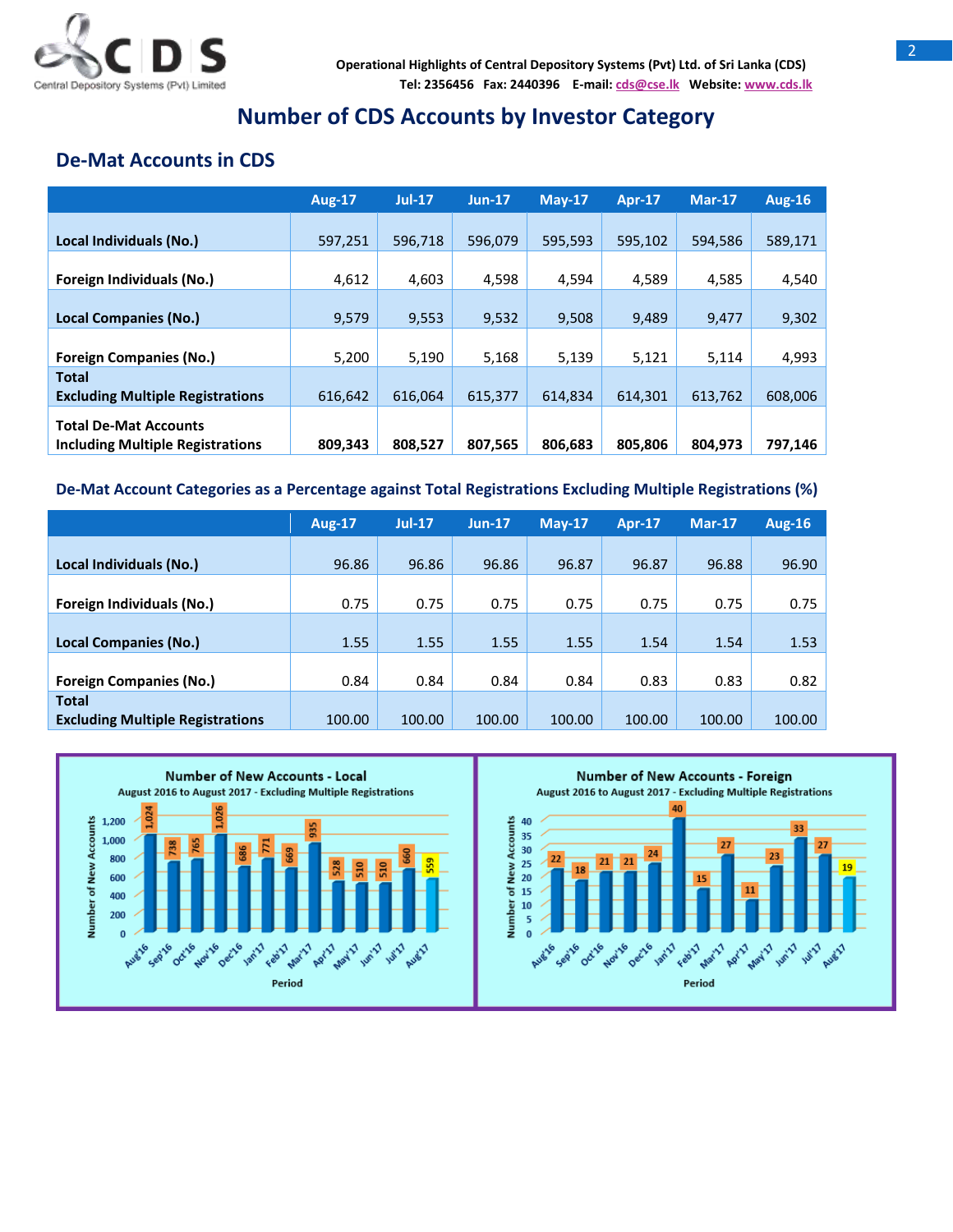# Number of CDS Accounts by Investor Category

## De-Mat Accounts in CDS

| | Aug-17 | Jul-17 | Jun-17 | May-17 | Apr-17 | Mar-17 | Aug-16 |
|---|---|---|---|---|---|---|---|
| **Local Individuals (No.)** | 597,251 | 596,718 | 596,079 | 595,593 | 595,102 | 594,586 | 589,171 |
| **Foreign Individuals (No.)** | 4,612 | 4,603 | 4,598 | 4,594 | 4,589 | 4,585 | 4,540 |
| **Local Companies (No.)** | 9,579 | 9,553 | 9,532 | 9,508 | 9,489 | 9,477 | 9,302 |
| **Foreign Companies (No.)** | 5,200 | 5,190 | 5,168 | 5,139 | 5,121 | 5,114 | 4,993 |
| **Total Excluding Multiple Registrations** | 616,642 | 616,064 | 615,377 | 614,834 | 614,301 | 613,762 | 608,006 |
| **Total De-Mat Accounts Including Multiple Registrations** | **809,343** | **808,527** | **807,565** | **806,683** | **805,806** | **804,973** | **797,146** |

### De-Mat Account Categories as a Percentage against Total Registrations Excluding Multiple Registrations (%)

| | Aug-17 | Jul-17 | Jun-17 | May-17 | Apr-17 | Mar-17 | Aug-16 |
|---|---|---|---|---|---|---|---|
| **Local Individuals (No.)** | 96.86 | 96.86 | 96.86 | 96.87 | 96.87 | 96.88 | 96.90 |
| **Foreign Individuals (No.)** | 0.75 | 0.75 | 0.75 | 0.75 | 0.75 | 0.75 | 0.75 |
| **Local Companies (No.)** | 1.55 | 1.55 | 1.55 | 1.55 | 1.54 | 1.54 | 1.53 |
| **Foreign Companies (No.)** | 0.84 | 0.84 | 0.84 | 0.84 | 0.83 | 0.83 | 0.82 |
| **Total Excluding Multiple Registrations** | 100.00 | 100.00 | 100.00 | 100.00 | 100.00 | 100.00 | 100.00 |

**Number of New Accounts - Local**
August 2016 to August 2017 - Excluding Multiple Registrations

| Period | Aug'16 | Sep'16 | Oct'16 | Nov'16 | Dec'16 | Jan'17 | Feb'17 | Mar'17 | Apr'17 | May'17 | Jun'17 | Jul'17 | Aug'17 |
|---|---|---|---|---|---|---|---|---|---|---|---|---|---|
| Number of New Accounts | 1,024 | 738 | 765 | 1,026 | 686 | 771 | 669 | 935 | 528 | 510 | 510 | 660 | 559 |

**Number of New Accounts - Foreign**
August 2016 to August 2017 - Excluding Multiple Registrations

| Period | Aug'16 | Sep'16 | Oct'16 | Nov'16 | Dec'16 | Jan'17 | Feb'17 | Mar'17 | Apr'17 | May'17 | Jun'17 | Jul'17 | Aug'17 |
|---|---|---|---|---|---|---|---|---|---|---|---|---|---|
| Number of New Accounts | 22 | 18 | 21 | 21 | 24 | 40 | 15 | 27 | 11 | 23 | 33 | 27 | 19 |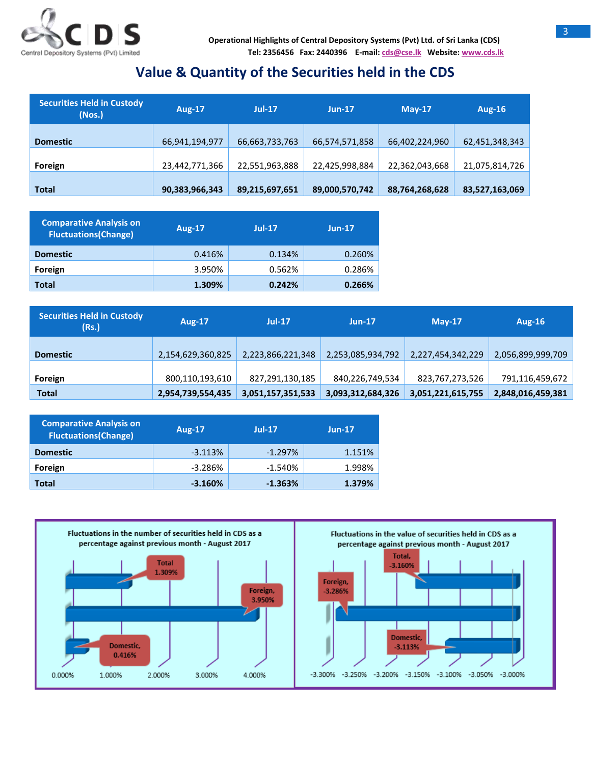Operational Highlights of Central Depository Systems (Pvt) Ltd. of Sri Lanka (CDS)
Tel: 2356456 Fax: 2440396 E-mail: cds@cse.lk Website: www.cds.lk

# Value & Quantity of the Securities held in the CDS

| Securities Held in Custody (Nos.) | Aug-17 | Jul-17 | Jun-17 | May-17 | Aug-16 |
|---|---|---|---|---|---|
| **Domestic** | 66,941,194,977 | 66,663,733,763 | 66,574,571,858 | 66,402,224,960 | 62,451,348,343 |
| **Foreign** | 23,442,771,366 | 22,551,963,888 | 22,425,998,884 | 22,362,043,668 | 21,075,814,726 |
| **Total** | **90,383,966,343** | **89,215,697,651** | **89,000,570,742** | **88,764,268,628** | **83,527,163,069** |

| Comparative Analysis on Fluctuations(Change) | Aug-17 | Jul-17 | Jun-17 |
|---|---|---|---|
| **Domestic** | 0.416% | 0.134% | 0.260% |
| **Foreign** | 3.950% | 0.562% | 0.286% |
| **Total** | **1.309%** | **0.242%** | **0.266%** |

| Securities Held in Custody (Rs.) | Aug-17 | Jul-17 | Jun-17 | May-17 | Aug-16 |
|---|---|---|---|---|---|
| **Domestic** | 2,154,629,360,825 | 2,223,866,221,348 | 2,253,085,934,792 | 2,227,454,342,229 | 2,056,899,999,709 |
| **Foreign** | 800,110,193,610 | 827,291,130,185 | 840,226,749,534 | 823,767,273,526 | 791,116,459,672 |
| **Total** | **2,954,739,554,435** | **3,051,157,351,533** | **3,093,312,684,326** | **3,051,221,615,755** | **2,848,016,459,381** |

| Comparative Analysis on Fluctuations(Change) | Aug-17 | Jul-17 | Jun-17 |
|---|---|---|---|
| **Domestic** | -3.113% | -1.297% | 1.151% |
| **Foreign** | -3.286% | -1.540% | 1.998% |
| **Total** | **-3.160%** | **-1.363%** | **1.379%** |

Fluctuations in the number of securities held in CDS as a percentage against previous month - August 2017

- Total: 1.309%
- Foreign: 3.950%
- Domestic: 0.416%

Fluctuations in the value of securities held in CDS as a percentage against previous month - August 2017

- Total: -3.160%
- Foreign: -3.286%
- Domestic: -3.113%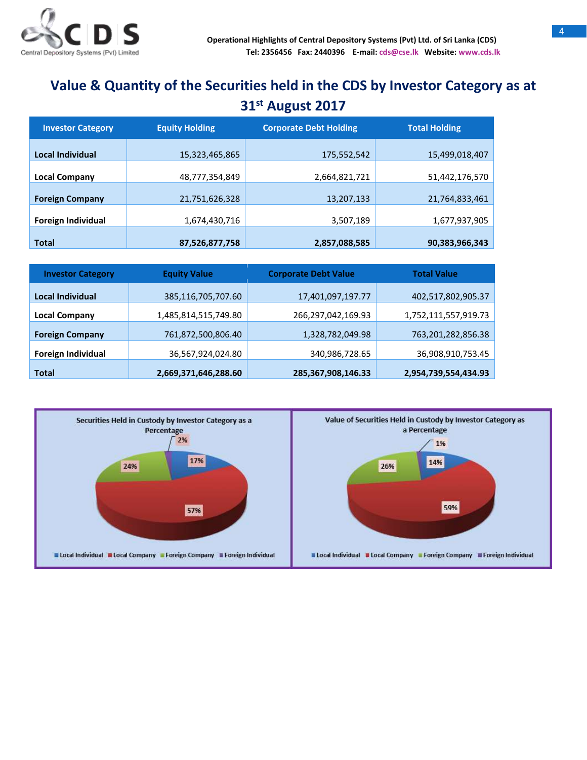# Value & Quantity of the Securities held in the CDS by Investor Category as at 31st August 2017

| Investor Category | Equity Holding | Corporate Debt Holding | Total Holding |
|---|---|---|---|
| Local Individual | 15,323,465,865 | 175,552,542 | 15,499,018,407 |
| Local Company | 48,777,354,849 | 2,664,821,721 | 51,442,176,570 |
| Foreign Company | 21,751,626,328 | 13,207,133 | 21,764,833,461 |
| Foreign Individual | 1,674,430,716 | 3,507,189 | 1,677,937,905 |
| **Total** | **87,526,877,758** | **2,857,088,585** | **90,383,966,343** |

| Investor Category | Equity Value | Corporate Debt Value | Total Value |
|---|---|---|---|
| Local Individual | 385,116,705,707.60 | 17,401,097,197.77 | 402,517,802,905.37 |
| Local Company | 1,485,814,515,749.80 | 266,297,042,169.93 | 1,752,111,557,919.73 |
| Foreign Company | 761,872,500,806.40 | 1,328,782,049.98 | 763,201,282,856.38 |
| Foreign Individual | 36,567,924,024.80 | 340,986,728.65 | 36,908,910,753.45 |
| **Total** | **2,669,371,646,288.60** | **285,367,908,146.33** | **2,954,739,554,434.93** |

Securities Held in Custody by Investor Category as a Percentage

| Category | Percentage |
|---|---|
| Local Individual | 17% |
| Local Company | 57% |
| Foreign Company | 24% |
| Foreign Individual | 2% |

Value of Securities Held in Custody by Investor Category as a Percentage

| Category | Percentage |
|---|---|
| Local Individual | 14% |
| Local Company | 59% |
| Foreign Company | 26% |
| Foreign Individual | 1% |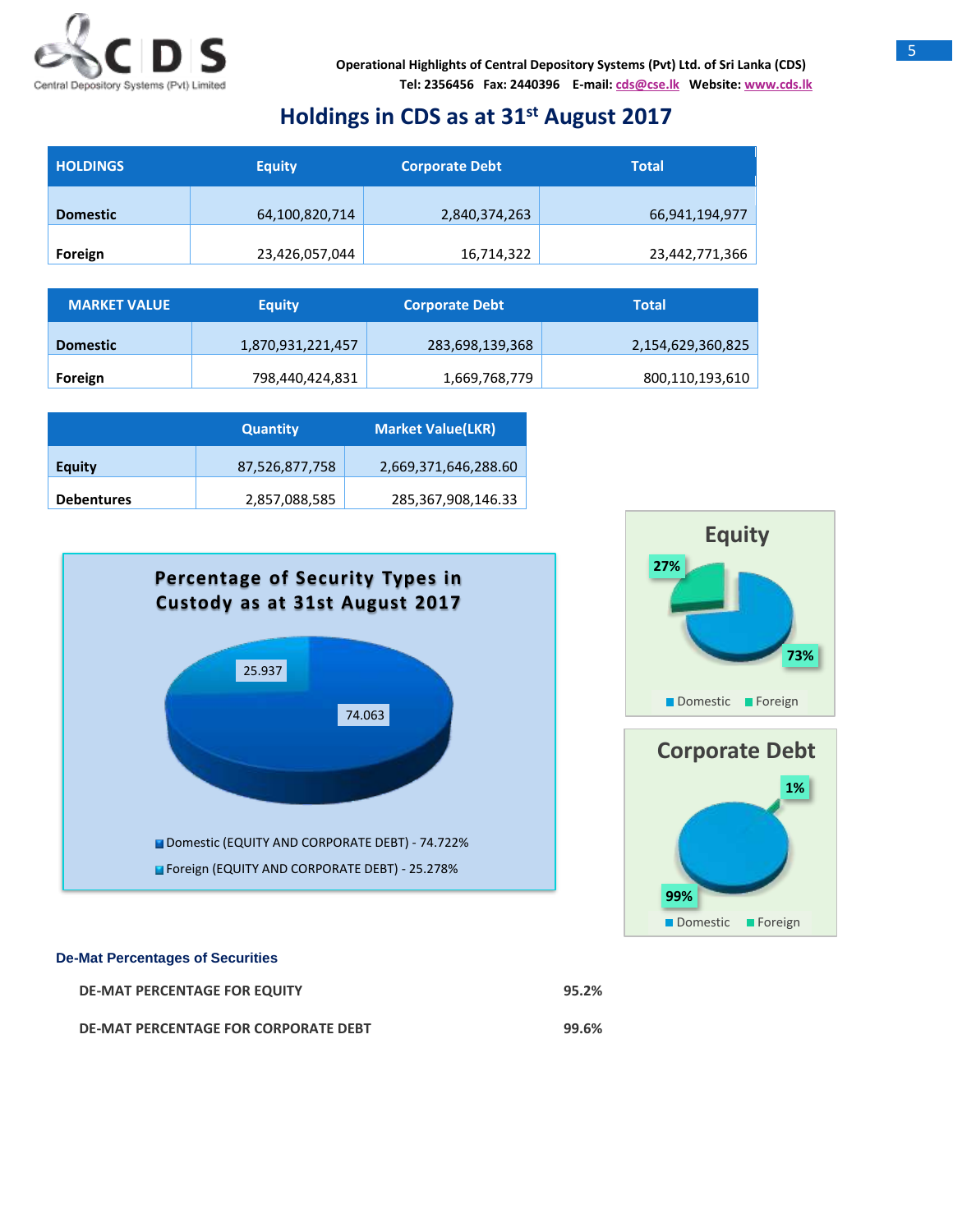# Holdings in CDS as at 31st August 2017

| HOLDINGS | Equity | Corporate Debt | Total |
|---|---|---|---|
| Domestic | 64,100,820,714 | 2,840,374,263 | 66,941,194,977 |
| Foreign | 23,426,057,044 | 16,714,322 | 23,442,771,366 |

| MARKET VALUE | Equity | Corporate Debt | Total |
|---|---|---|---|
| Domestic | 1,870,931,221,457 | 283,698,139,368 | 2,154,629,360,825 |
| Foreign | 798,440,424,831 | 1,669,768,779 | 800,110,193,610 |

| | Quantity | Market Value(LKR) |
|---|---|---|
| Equity | 87,526,877,758 | 2,669,371,646,288.60 |
| Debentures | 2,857,088,585 | 285,367,908,146.33 |

**Percentage of Security Types in Custody as at 31st August 2017**

25.937

74.063

- Domestic (EQUITY AND CORPORATE DEBT) - 74.722%
- Foreign (EQUITY AND CORPORATE DEBT) - 25.278%

**Equity**

27%

73%

Domestic Foreign

**Corporate Debt**

1%

99%

Domestic Foreign

### De-Mat Percentages of Securities

| | |
|---|---|
| DE-MAT PERCENTAGE FOR EQUITY | 95.2% |
| DE-MAT PERCENTAGE FOR CORPORATE DEBT | 99.6% |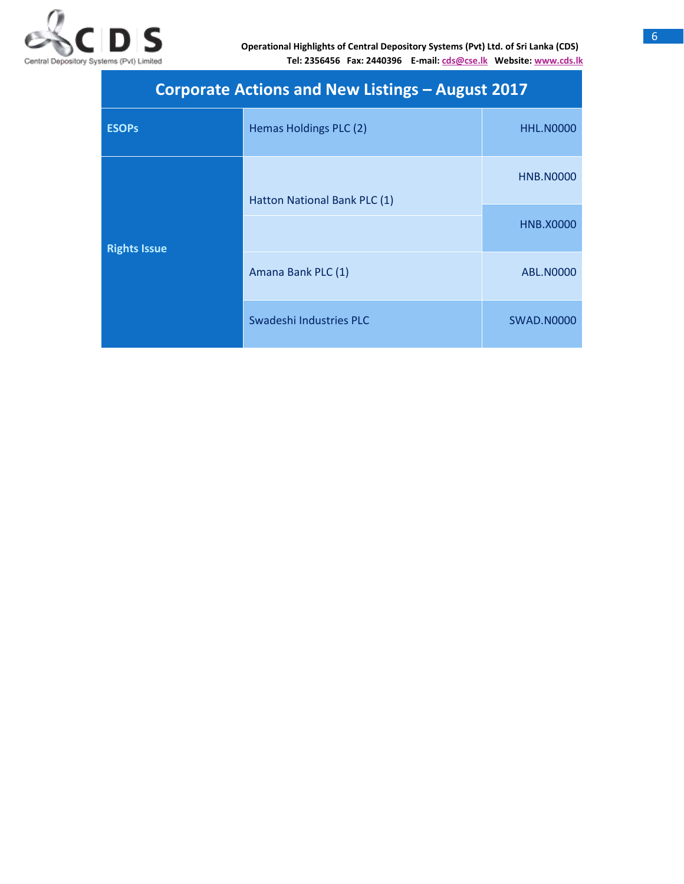## Corporate Actions and New Listings – August 2017

| | | |
|---|---|---|
| ESOPs | Hemas Holdings PLC (2) | HHL.N0000 |
| Rights Issue | Hatton National Bank PLC (1) | HNB.N0000 |
| | | HNB.X0000 |
| | Amana Bank PLC (1) | ABL.N0000 |
| | Swadeshi Industries PLC | SWAD.N0000 |